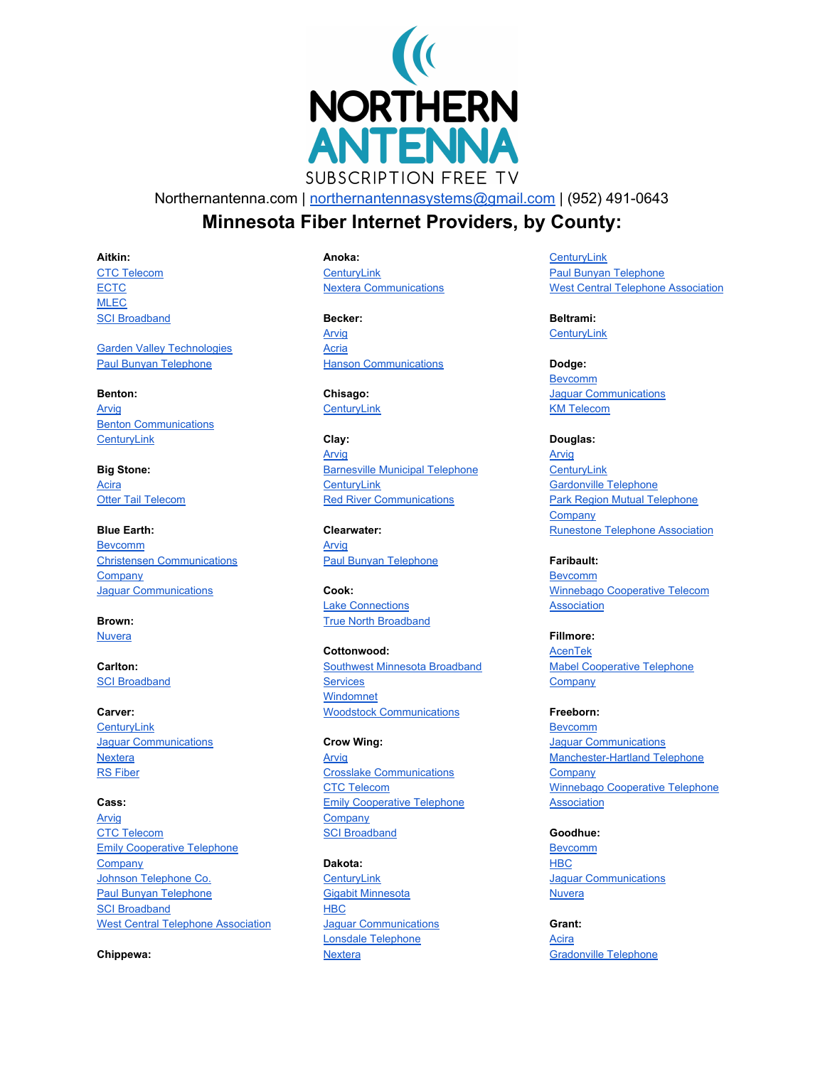# NORTHERN ANTENNA

SUBSCRIPTION FREE TV

Northernantenna.com | northernantennasystems@gmail.com | (952) 491-0643

## Minnesota Fiber Internet Providers, by County:

**Aitkin:**
CTC Telecom
ECTC
MLEC
SCI Broadband

Garden Valley Technologies
Paul Bunyan Telephone

**Benton:**
Arvig
Benton Communications
CenturyLink

**Big Stone:**
Acira
Otter Tail Telecom

**Blue Earth:**
Bevcomm
Christensen Communications Company
Jaguar Communications

**Brown:**
Nuvera

**Carlton:**
SCI Broadband

**Carver:**
CenturyLink
Jaguar Communications
Nextera
RS Fiber

**Cass:**
Arvig
CTC Telecom
Emily Cooperative Telephone Company
Johnson Telephone Co.
Paul Bunyan Telephone
SCI Broadband
West Central Telephone Association

**Chippewa:**

**Anoka:**
CenturyLink
Nextera Communications

**Becker:**
Arvig
Acria
Hanson Communications

**Chisago:**
CenturyLink

**Clay:**
Arvig
Barnesville Municipal Telephone
CenturyLink
Red River Communications

**Clearwater:**
Arvig
Paul Bunyan Telephone

**Cook:**
Lake Connections
True North Broadband

**Cottonwood:**
Southwest Minnesota Broadband Services
Windomnet
Woodstock Communications

**Crow Wing:**
Arvig
Crosslake Communications
CTC Telecom
Emily Cooperative Telephone Company
SCI Broadband

**Dakota:**
CenturyLink
Gigabit Minnesota
HBC
Jaguar Communications
Lonsdale Telephone
Nextera

CenturyLink
Paul Bunyan Telephone
West Central Telephone Association

**Beltrami:**
CenturyLink

**Dodge:**
Bevcomm
Jaguar Communications
KM Telecom

**Douglas:**
Arvig
CenturyLink
Gardonville Telephone
Park Region Mutual Telephone Company
Runestone Telephone Association

**Faribault:**
Bevcomm
Winnebago Cooperative Telecom Association

**Fillmore:**
AcenTek
Mabel Cooperative Telephone Company

**Freeborn:**
Bevcomm
Jaguar Communications
Manchester-Hartland Telephone Company
Winnebago Cooperative Telephone Association

**Goodhue:**
Bevcomm
HBC
Jaguar Communications
Nuvera

**Grant:**
Acira
Gradonville Telephone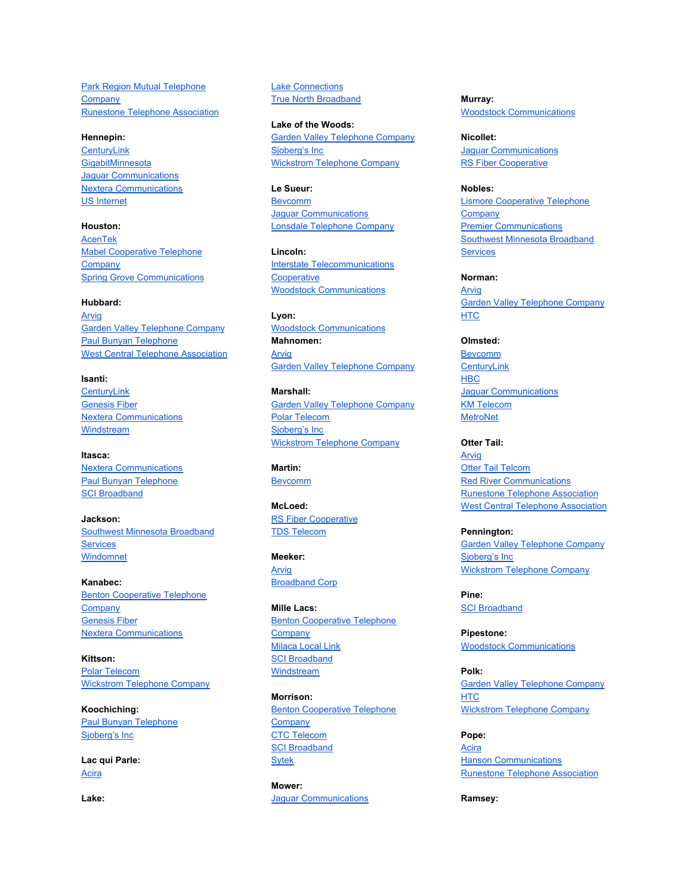Park Region Mutual Telephone Company
Runestone Telephone Association

**Hennepin:**
CenturyLink
GigabitMinnesota
Jaguar Communications
Nextera Communications
US Internet

**Houston:**
AcenTek
Mabel Cooperative Telephone Company
Spring Grove Communications

**Hubbard:**
Arvig
Garden Valley Telephone Company
Paul Bunyan Telephone
West Central Telephone Association

**Isanti:**
CenturyLink
Genesis Fiber
Nextera Communications
Windstream

**Itasca:**
Nextera Communications
Paul Bunyan Telephone
SCI Broadband

**Jackson:**
Southwest Minnesota Broadband Services
Windomnet

**Kanabec:**
Benton Cooperative Telephone Company
Genesis Fiber
Nextera Communications

**Kittson:**
Polar Telecom
Wickstrom Telephone Company

**Koochiching:**
Paul Bunyan Telephone
Sjoberg's Inc

**Lac qui Parle:**
Acira

**Lake:**
Lake Connections
True North Broadband

**Lake of the Woods:**
Garden Valley Telephone Company
Sjoberg's Inc
Wickstrom Telephone Company

**Le Sueur:**
Bevcomm
Jaguar Communications
Lonsdale Telephone Company

**Lincoln:**
Interstate Telecommunications Cooperative
Woodstock Communications

**Lyon:**
Woodstock Communications

**Mahnomen:**
Arvig
Garden Valley Telephone Company

**Marshall:**
Garden Valley Telephone Company
Polar Telecom
Sjoberg's Inc
Wickstrom Telephone Company

**Martin:**
Bevcomm

**McLoed:**
RS Fiber Cooperative
TDS Telecom

**Meeker:**
Arvig
Broadband Corp

**Mille Lacs:**
Benton Cooperative Telephone Company
Milaca Local Link
SCI Broadband
Windstream

**Morrison:**
Benton Cooperative Telephone Company
CTC Telecom
SCI Broadband
Sytek

**Mower:**
Jaguar Communications

**Murray:**
Woodstock Communications

**Nicollet:**
Jaguar Communications
RS Fiber Cooperative

**Nobles:**
Lismore Cooperative Telephone Company
Premier Communications
Southwest Minnesota Broadband Services

**Norman:**
Arvig
Garden Valley Telephone Company
HTC

**Olmsted:**
Bevcomm
CenturyLink
HBC
Jaguar Communications
KM Telecom
MetroNet

**Otter Tail:**
Arvig
Otter Tail Telcom
Red River Communications
Runestone Telephone Association
West Central Telephone Association

**Pennington:**
Garden Valley Telephone Company
Sjoberg's Inc
Wickstrom Telephone Company

**Pine:**
SCI Broadband

**Pipestone:**
Woodstock Communications

**Polk:**
Garden Valley Telephone Company
HTC
Wickstrom Telephone Company

**Pope:**
Acira
Hanson Communications
Runestone Telephone Association

**Ramsey:**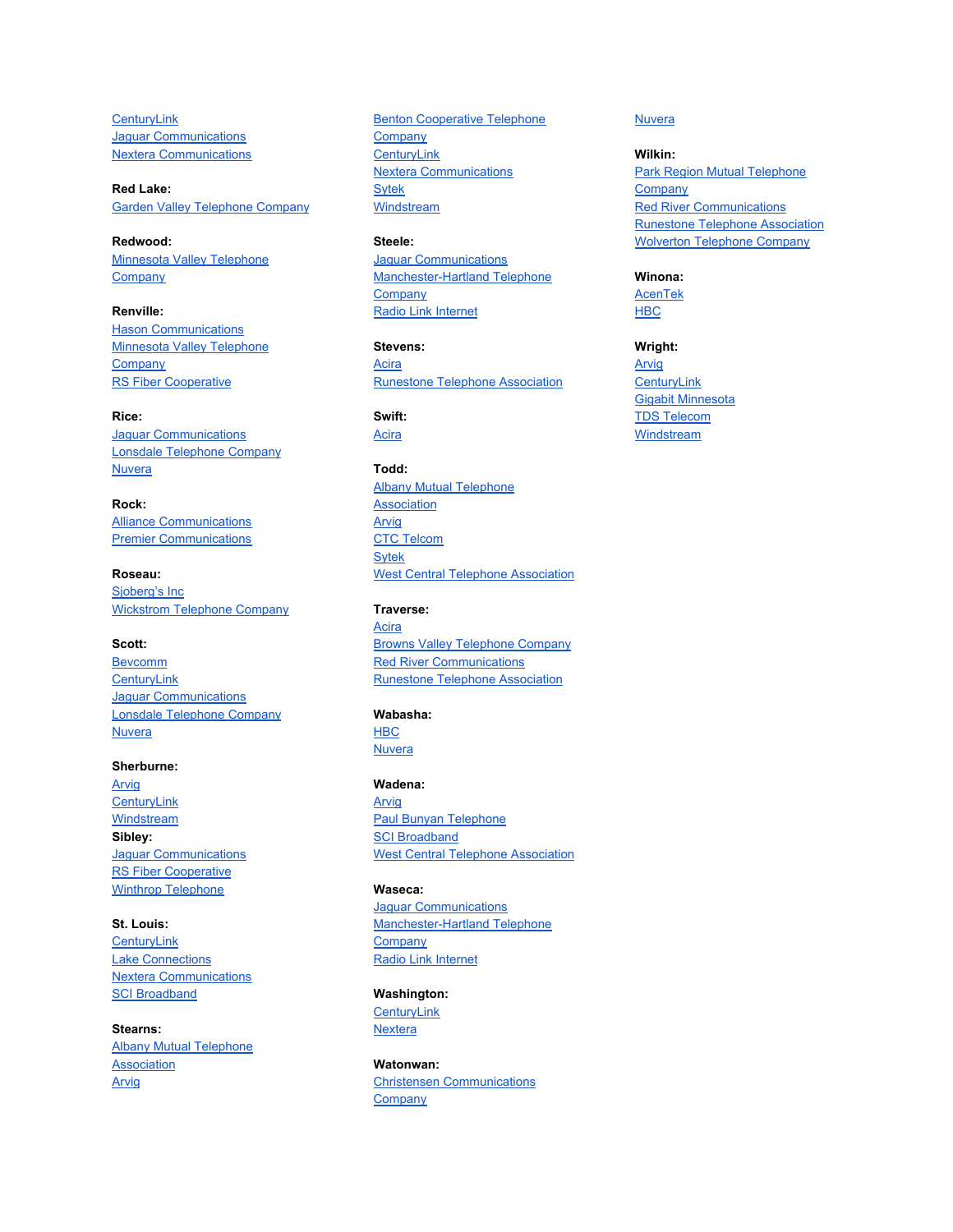CenturyLink
Jaguar Communications
Nextera Communications

**Red Lake:**
Garden Valley Telephone Company

**Redwood:**
Minnesota Valley Telephone Company

**Renville:**
Hason Communications
Minnesota Valley Telephone Company
RS Fiber Cooperative

**Rice:**
Jaguar Communications
Lonsdale Telephone Company
Nuvera

**Rock:**
Alliance Communications
Premier Communications

**Roseau:**
Sjoberg's Inc
Wickstrom Telephone Company

**Scott:**
Bevcomm
CenturyLink
Jaguar Communications
Lonsdale Telephone Company
Nuvera

**Sherburne:**
Arvig
CenturyLink
Windstream

**Sibley:**
Jaguar Communications
RS Fiber Cooperative
Winthrop Telephone

**St. Louis:**
CenturyLink
Lake Connections
Nextera Communications
SCI Broadband

**Stearns:**
Albany Mutual Telephone Association
Arvig
Benton Cooperative Telephone Company
CenturyLink
Nextera Communications
Sytek
Windstream

**Steele:**
Jaguar Communications
Manchester-Hartland Telephone Company
Radio Link Internet

**Stevens:**
Acira
Runestone Telephone Association

**Swift:**
Acira

**Todd:**
Albany Mutual Telephone Association
Arvig
CTC Telcom
Sytek
West Central Telephone Association

**Traverse:**
Acira
Browns Valley Telephone Company
Red River Communications
Runestone Telephone Association

**Wabasha:**
HBC
Nuvera

**Wadena:**
Arvig
Paul Bunyan Telephone
SCI Broadband
West Central Telephone Association

**Waseca:**
Jaguar Communications
Manchester-Hartland Telephone Company
Radio Link Internet

**Washington:**
CenturyLink
Nextera

**Watonwan:**
Christensen Communications Company
Nuvera

**Wilkin:**
Park Region Mutual Telephone Company
Red River Communications
Runestone Telephone Association
Wolverton Telephone Company

**Winona:**
AcenTek
HBC

**Wright:**
Arvig
CenturyLink
Gigabit Minnesota
TDS Telecom
Windstream